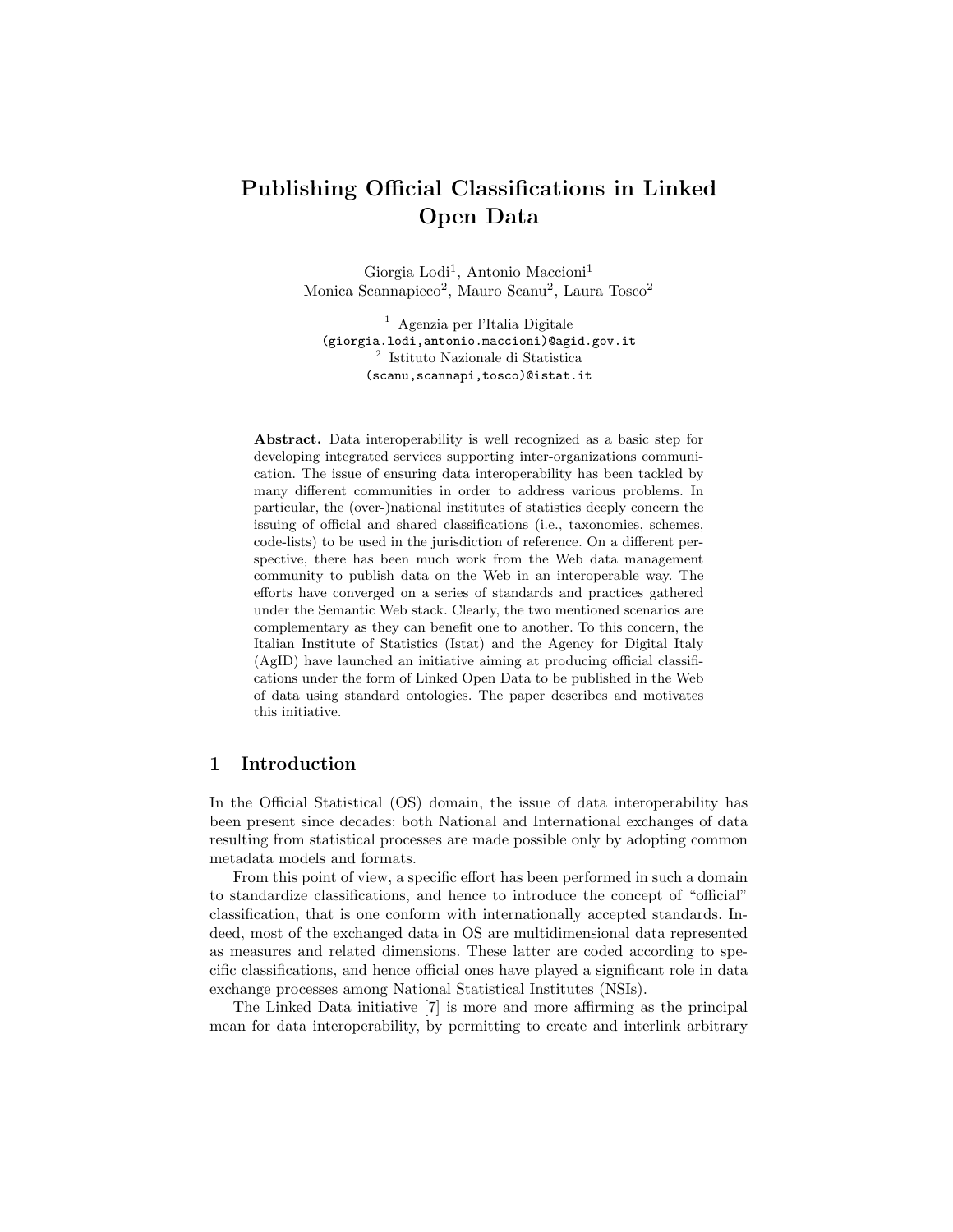# Publishing Official Classifications in Linked Open Data

Giorgia Lodi[1], Antonio Maccioni[1]
Monica Scannapieco[2], Mauro Scanu[2], Laura Tosco[2]

[1] Agenzia per l'Italia Digitale
(giorgia.lodi,antonio.maccioni)@agid.gov.it
[2] Istituto Nazionale di Statistica
(scanu,scannapi,tosco)@istat.it

**Abstract.** Data interoperability is well recognized as a basic step for developing integrated services supporting inter-organizations communication. The issue of ensuring data interoperability has been tackled by many different communities in order to address various problems. In particular, the (over-)national institutes of statistics deeply concern the issuing of official and shared classifications (i.e., taxonomies, schemes, code-lists) to be used in the jurisdiction of reference. On a different perspective, there has been much work from the Web data management community to publish data on the Web in an interoperable way. The efforts have converged on a series of standards and practices gathered under the Semantic Web stack. Clearly, the two mentioned scenarios are complementary as they can benefit one to another. To this concern, the Italian Institute of Statistics (Istat) and the Agency for Digital Italy (AgID) have launched an initiative aiming at producing official classifications under the form of Linked Open Data to be published in the Web of data using standard ontologies. The paper describes and motivates this initiative.

## 1 Introduction

In the Official Statistical (OS) domain, the issue of data interoperability has been present since decades: both National and International exchanges of data resulting from statistical processes are made possible only by adopting common metadata models and formats.

From this point of view, a specific effort has been performed in such a domain to standardize classifications, and hence to introduce the concept of "official" classification, that is one conform with internationally accepted standards. Indeed, most of the exchanged data in OS are multidimensional data represented as measures and related dimensions. These latter are coded according to specific classifications, and hence official ones have played a significant role in data exchange processes among National Statistical Institutes (NSIs).

The Linked Data initiative [7] is more and more affirming as the principal mean for data interoperability, by permitting to create and interlink arbitrary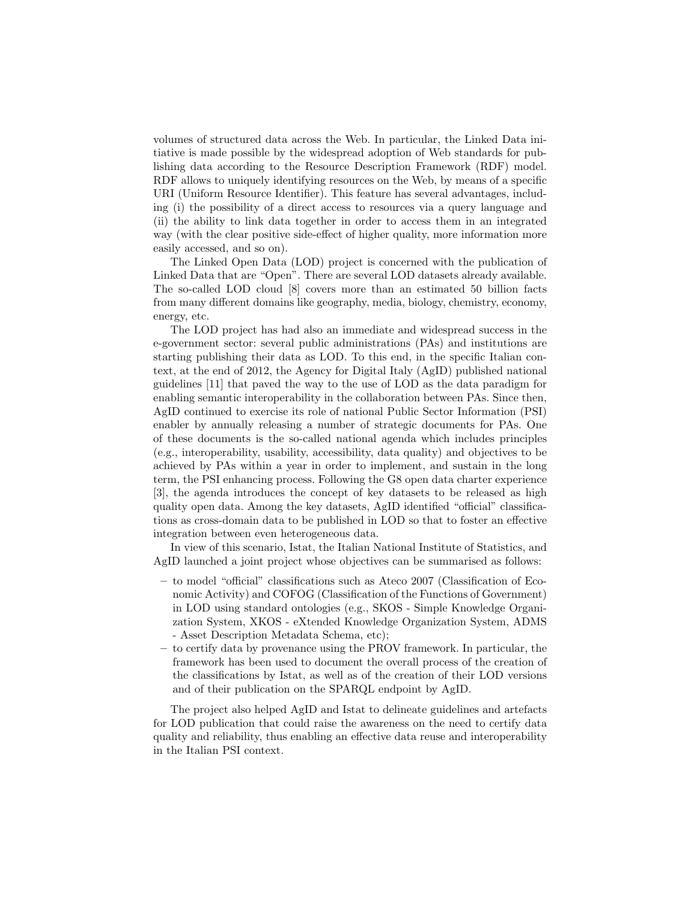volumes of structured data across the Web. In particular, the Linked Data initiative is made possible by the widespread adoption of Web standards for publishing data according to the Resource Description Framework (RDF) model. RDF allows to uniquely identifying resources on the Web, by means of a specific URI (Uniform Resource Identifier). This feature has several advantages, including (i) the possibility of a direct access to resources via a query language and (ii) the ability to link data together in order to access them in an integrated way (with the clear positive side-effect of higher quality, more information more easily accessed, and so on).

The Linked Open Data (LOD) project is concerned with the publication of Linked Data that are "Open". There are several LOD datasets already available. The so-called LOD cloud [8] covers more than an estimated 50 billion facts from many different domains like geography, media, biology, chemistry, economy, energy, etc.

The LOD project has had also an immediate and widespread success in the e-government sector: several public administrations (PAs) and institutions are starting publishing their data as LOD. To this end, in the specific Italian context, at the end of 2012, the Agency for Digital Italy (AgID) published national guidelines [11] that paved the way to the use of LOD as the data paradigm for enabling semantic interoperability in the collaboration between PAs. Since then, AgID continued to exercise its role of national Public Sector Information (PSI) enabler by annually releasing a number of strategic documents for PAs. One of these documents is the so-called national agenda which includes principles (e.g., interoperability, usability, accessibility, data quality) and objectives to be achieved by PAs within a year in order to implement, and sustain in the long term, the PSI enhancing process. Following the G8 open data charter experience [3], the agenda introduces the concept of key datasets to be released as high quality open data. Among the key datasets, AgID identified "official" classifications as cross-domain data to be published in LOD so that to foster an effective integration between even heterogeneous data.

In view of this scenario, Istat, the Italian National Institute of Statistics, and AgID launched a joint project whose objectives can be summarised as follows:

- to model "official" classifications such as Ateco 2007 (Classification of Economic Activity) and COFOG (Classification of the Functions of Government) in LOD using standard ontologies (e.g., SKOS - Simple Knowledge Organization System, XKOS - eXtended Knowledge Organization System, ADMS - Asset Description Metadata Schema, etc);
- to certify data by provenance using the PROV framework. In particular, the framework has been used to document the overall process of the creation of the classifications by Istat, as well as of the creation of their LOD versions and of their publication on the SPARQL endpoint by AgID.

The project also helped AgID and Istat to delineate guidelines and artefacts for LOD publication that could raise the awareness on the need to certify data quality and reliability, thus enabling an effective data reuse and interoperability in the Italian PSI context.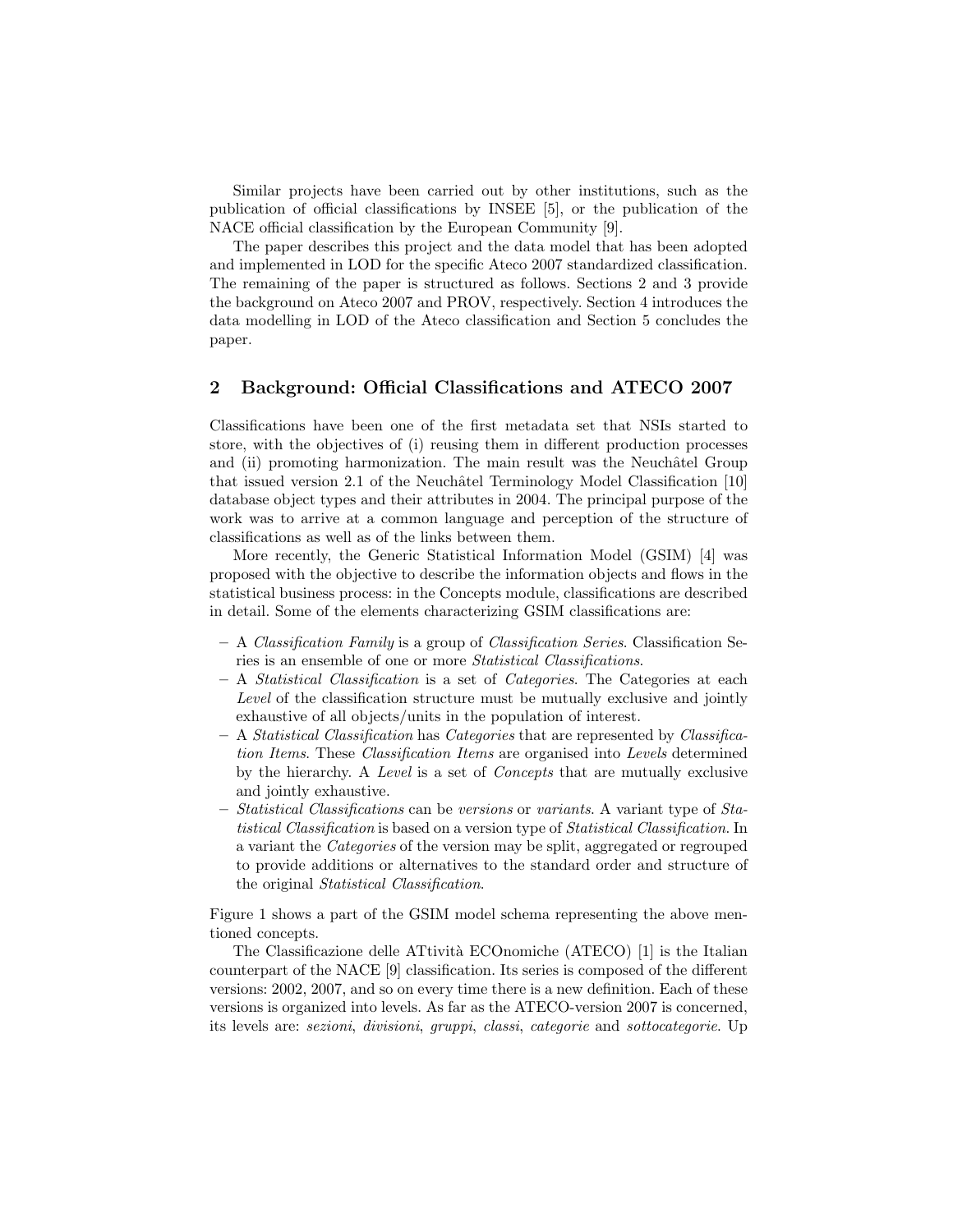Similar projects have been carried out by other institutions, such as the publication of official classifications by INSEE [5], or the publication of the NACE official classification by the European Community [9].

The paper describes this project and the data model that has been adopted and implemented in LOD for the specific Ateco 2007 standardized classification. The remaining of the paper is structured as follows. Sections 2 and 3 provide the background on Ateco 2007 and PROV, respectively. Section 4 introduces the data modelling in LOD of the Ateco classification and Section 5 concludes the paper.

## 2 Background: Official Classifications and ATECO 2007

Classifications have been one of the first metadata set that NSIs started to store, with the objectives of (i) reusing them in different production processes and (ii) promoting harmonization. The main result was the Neuchâtel Group that issued version 2.1 of the Neuchâtel Terminology Model Classification [10] database object types and their attributes in 2004. The principal purpose of the work was to arrive at a common language and perception of the structure of classifications as well as of the links between them.

More recently, the Generic Statistical Information Model (GSIM) [4] was proposed with the objective to describe the information objects and flows in the statistical business process: in the Concepts module, classifications are described in detail. Some of the elements characterizing GSIM classifications are:

- A *Classification Family* is a group of *Classification Series*. Classification Series is an ensemble of one or more *Statistical Classifications*.
- A *Statistical Classification* is a set of *Categories*. The Categories at each *Level* of the classification structure must be mutually exclusive and jointly exhaustive of all objects/units in the population of interest.
- A *Statistical Classification* has *Categories* that are represented by *Classification Items*. These *Classification Items* are organised into *Levels* determined by the hierarchy. A *Level* is a set of *Concepts* that are mutually exclusive and jointly exhaustive.
- *Statistical Classifications* can be *versions* or *variants*. A variant type of *Statistical Classification* is based on a version type of *Statistical Classification*. In a variant the *Categories* of the version may be split, aggregated or regrouped to provide additions or alternatives to the standard order and structure of the original *Statistical Classification*.

Figure 1 shows a part of the GSIM model schema representing the above mentioned concepts.

The Classificazione delle ATtività ECOnomiche (ATECO) [1] is the Italian counterpart of the NACE [9] classification. Its series is composed of the different versions: 2002, 2007, and so on every time there is a new definition. Each of these versions is organized into levels. As far as the ATECO-version 2007 is concerned, its levels are: *sezioni*, *divisioni*, *gruppi*, *classi*, *categorie* and *sottocategorie*. Up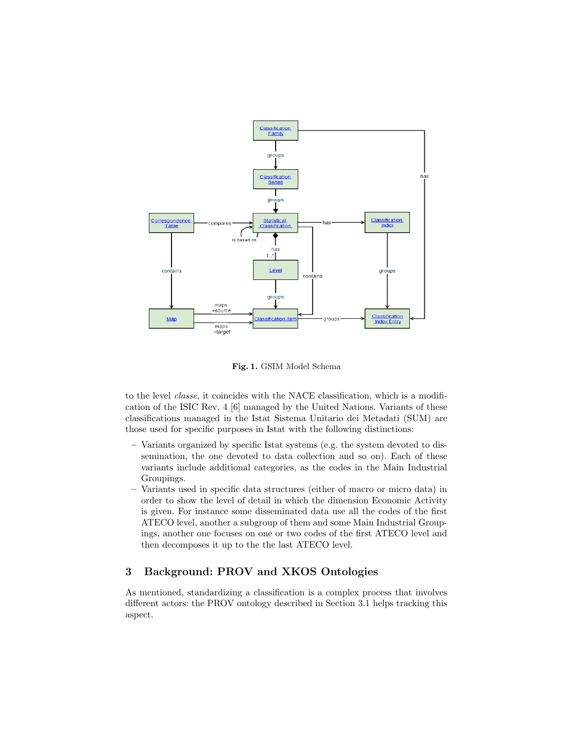**Fig. 1.** GSIM Model Schema

to the level *classe*, it coincides with the NACE classification, which is a modification of the ISIC Rev. 4 [6] managed by the United Nations. Variants of these classifications managed in the Istat Sistema Unitario dei Metadati (SUM) are those used for specific purposes in Istat with the following distinctions:

- Variants organized by specific Istat systems (e.g. the system devoted to dissemination, the one devoted to data collection and so on). Each of these variants include additional categories, as the codes in the Main Industrial Groupings.
- Variants used in specific data structures (either of macro or micro data) in order to show the level of detail in which the dimension Economic Activity is given. For instance some disseminated data use all the codes of the first ATECO level, another a subgroup of them and some Main Industrial Groupings, another one focuses on one or two codes of the first ATECO level and then decomposes it up to the the last ATECO level.

## 3 Background: PROV and XKOS Ontologies

As mentioned, standardizing a classification is a complex process that involves different actors: the PROV ontology described in Section 3.1 helps tracking this aspect.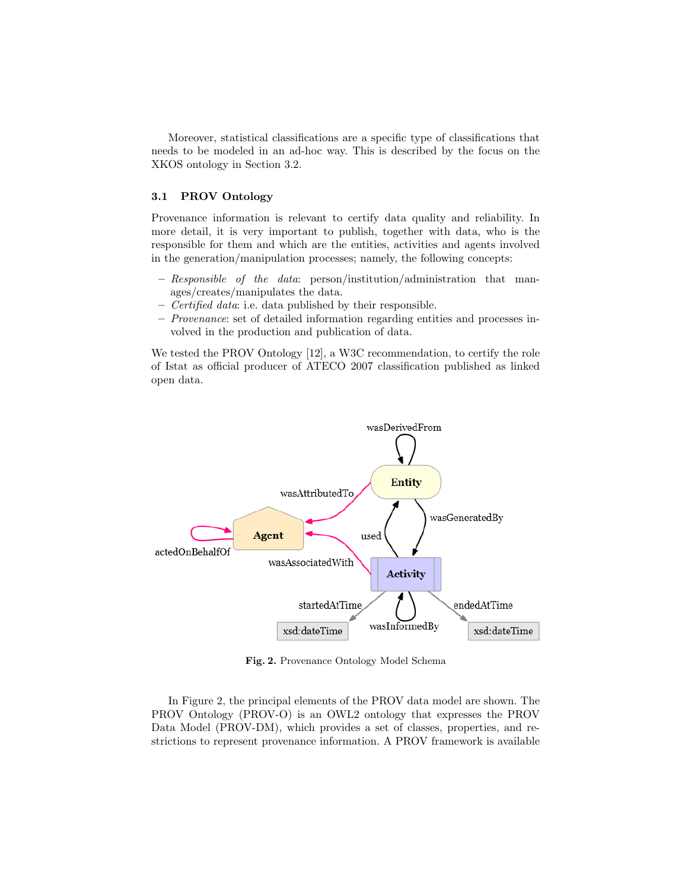Moreover, statistical classifications are a specific type of classifications that needs to be modeled in an ad-hoc way. This is described by the focus on the XKOS ontology in Section 3.2.

### 3.1 PROV Ontology

Provenance information is relevant to certify data quality and reliability. In more detail, it is very important to publish, together with data, who is the responsible for them and which are the entities, activities and agents involved in the generation/manipulation processes; namely, the following concepts:

- *Responsible of the data*: person/institution/administration that manages/creates/manipulates the data.
- *Certified data*: i.e. data published by their responsible.
- *Provenance*: set of detailed information regarding entities and processes involved in the production and publication of data.

We tested the PROV Ontology [12], a W3C recommendation, to certify the role of Istat as official producer of ATECO 2007 classification published as linked open data.

**Fig. 2.** Provenance Ontology Model Schema

In Figure 2, the principal elements of the PROV data model are shown. The PROV Ontology (PROV-O) is an OWL2 ontology that expresses the PROV Data Model (PROV-DM), which provides a set of classes, properties, and restrictions to represent provenance information. A PROV framework is available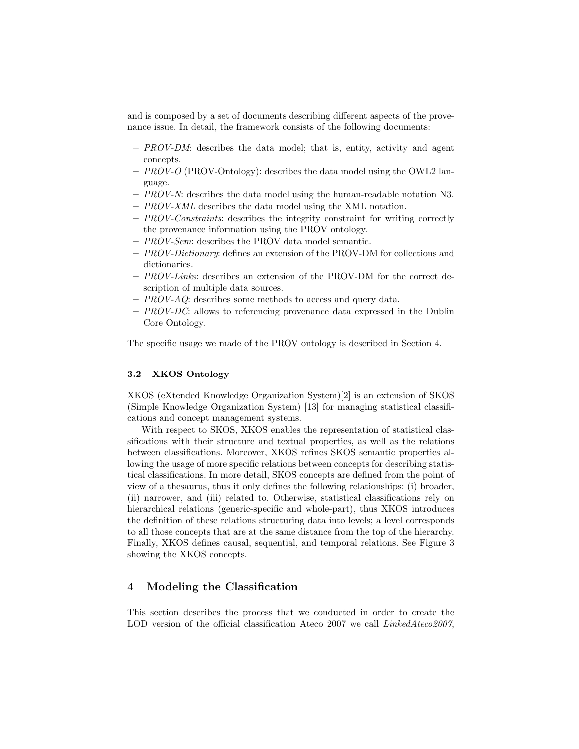and is composed by a set of documents describing different aspects of the provenance issue. In detail, the framework consists of the following documents:

- *PROV-DM*: describes the data model; that is, entity, activity and agent concepts.
- *PROV-O* (PROV-Ontology): describes the data model using the OWL2 language.
- *PROV-N*: describes the data model using the human-readable notation N3.
- *PROV-XML* describes the data model using the XML notation.
- *PROV-Constraints*: describes the integrity constraint for writing correctly the provenance information using the PROV ontology.
- *PROV-Sem*: describes the PROV data model semantic.
- *PROV-Dictionary*: defines an extension of the PROV-DM for collections and dictionaries.
- *PROV-Link*s: describes an extension of the PROV-DM for the correct description of multiple data sources.
- *PROV-AQ*: describes some methods to access and query data.
- *PROV-DC*: allows to referencing provenance data expressed in the Dublin Core Ontology.

The specific usage we made of the PROV ontology is described in Section 4.

### 3.2 XKOS Ontology

XKOS (eXtended Knowledge Organization System)[2] is an extension of SKOS (Simple Knowledge Organization System) [13] for managing statistical classifications and concept management systems.

With respect to SKOS, XKOS enables the representation of statistical classifications with their structure and textual properties, as well as the relations between classifications. Moreover, XKOS refines SKOS semantic properties allowing the usage of more specific relations between concepts for describing statistical classifications. In more detail, SKOS concepts are defined from the point of view of a thesaurus, thus it only defines the following relationships: (i) broader, (ii) narrower, and (iii) related to. Otherwise, statistical classifications rely on hierarchical relations (generic-specific and whole-part), thus XKOS introduces the definition of these relations structuring data into levels; a level corresponds to all those concepts that are at the same distance from the top of the hierarchy. Finally, XKOS defines causal, sequential, and temporal relations. See Figure 3 showing the XKOS concepts.

## 4 Modeling the Classification

This section describes the process that we conducted in order to create the LOD version of the official classification Ateco 2007 we call *LinkedAteco2007*,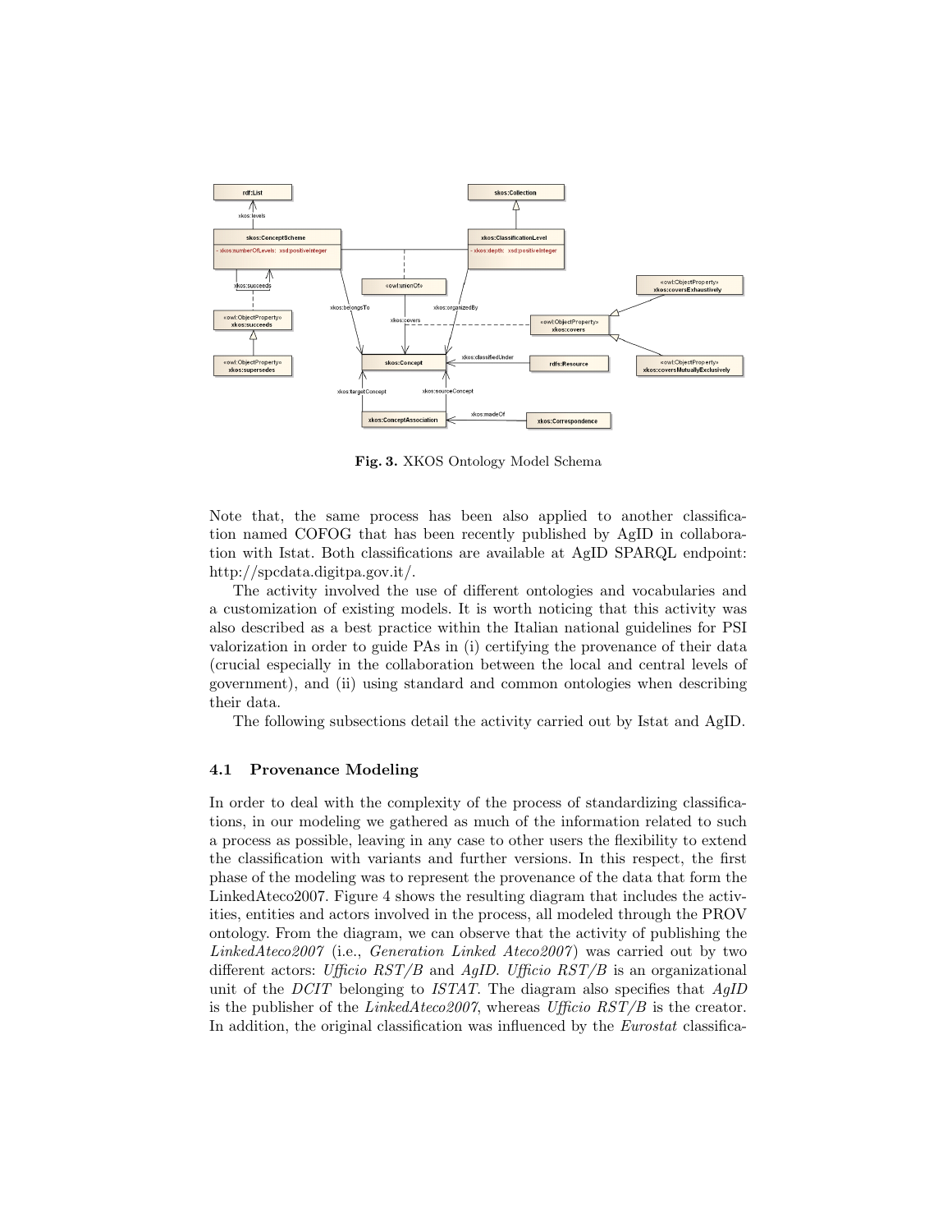Fig. 3. XKOS Ontology Model Schema

Note that, the same process has been also applied to another classification named COFOG that has been recently published by AgID in collaboration with Istat. Both classifications are available at AgID SPARQL endpoint: http://spcdata.digitpa.gov.it/.

The activity involved the use of different ontologies and vocabularies and a customization of existing models. It is worth noticing that this activity was also described as a best practice within the Italian national guidelines for PSI valorization in order to guide PAs in (i) certifying the provenance of their data (crucial especially in the collaboration between the local and central levels of government), and (ii) using standard and common ontologies when describing their data.

The following subsections detail the activity carried out by Istat and AgID.

### 4.1 Provenance Modeling

In order to deal with the complexity of the process of standardizing classifications, in our modeling we gathered as much of the information related to such a process as possible, leaving in any case to other users the flexibility to extend the classification with variants and further versions. In this respect, the first phase of the modeling was to represent the provenance of the data that form the LinkedAteco2007. Figure 4 shows the resulting diagram that includes the activities, entities and actors involved in the process, all modeled through the PROV ontology. From the diagram, we can observe that the activity of publishing the *LinkedAteco2007* (i.e., *Generation Linked Ateco2007*) was carried out by two different actors: *Ufficio RST/B* and *AgID*. *Ufficio RST/B* is an organizational unit of the *DCIT* belonging to *ISTAT*. The diagram also specifies that *AgID* is the publisher of the *LinkedAteco2007*, whereas *Ufficio RST/B* is the creator. In addition, the original classification was influenced by the *Eurostat* classifica-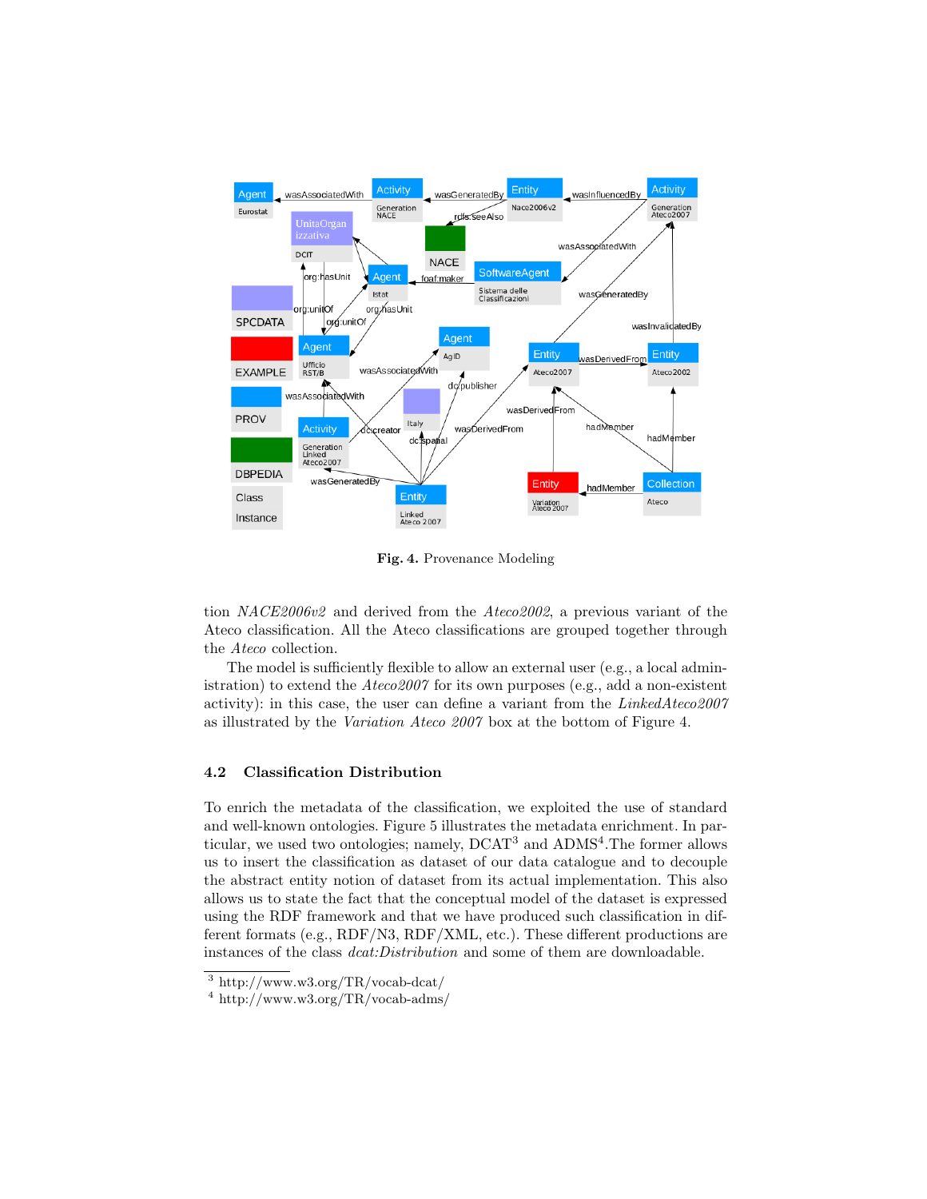**Fig. 4.** Provenance Modeling

tion *NACE2006v2* and derived from the *Ateco2002*, a previous variant of the Ateco classification. All the Ateco classifications are grouped together through the *Ateco* collection.

The model is sufficiently flexible to allow an external user (e.g., a local administration) to extend the *Ateco2007* for its own purposes (e.g., add a non-existent activity): in this case, the user can define a variant from the *LinkedAteco2007* as illustrated by the *Variation Ateco 2007* box at the bottom of Figure 4.

### 4.2 Classification Distribution

To enrich the metadata of the classification, we exploited the use of standard and well-known ontologies. Figure 5 illustrates the metadata enrichment. In particular, we used two ontologies; namely, DCAT[3] and ADMS[4].The former allows us to insert the classification as dataset of our data catalogue and to decouple the abstract entity notion of dataset from its actual implementation. This also allows us to state the fact that the conceptual model of the dataset is expressed using the RDF framework and that we have produced such classification in different formats (e.g., RDF/N3, RDF/XML, etc.). These different productions are instances of the class *dcat:Distribution* and some of them are downloadable.

[3] http://www.w3.org/TR/vocab-dcat/

[4] http://www.w3.org/TR/vocab-adms/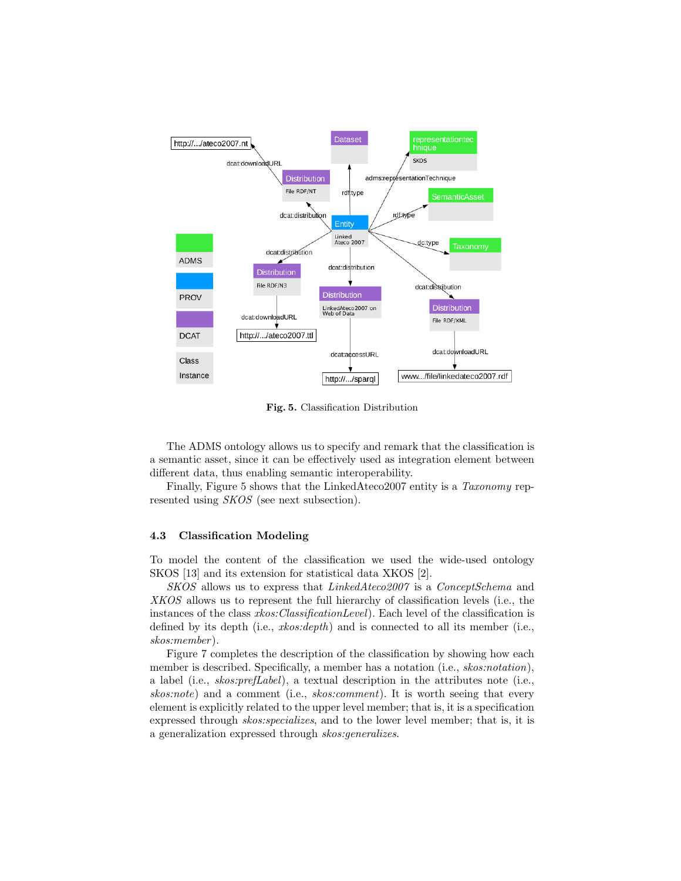**Fig. 5.** Classification Distribution

The ADMS ontology allows us to specify and remark that the classification is a semantic asset, since it can be effectively used as integration element between different data, thus enabling semantic interoperability.

Finally, Figure 5 shows that the LinkedAteco2007 entity is a *Taxonomy* represented using *SKOS* (see next subsection).

### 4.3 Classification Modeling

To model the content of the classification we used the wide-used ontology SKOS [13] and its extension for statistical data XKOS [2].

*SKOS* allows us to express that *LinkedAteco2007* is a *ConceptSchema* and *XKOS* allows us to represent the full hierarchy of classification levels (i.e., the instances of the class *xkos:ClassificationLevel*). Each level of the classification is defined by its depth (i.e., *xkos:depth*) and is connected to all its member (i.e., *skos:member*).

Figure 7 completes the description of the classification by showing how each member is described. Specifically, a member has a notation (i.e., *skos:notation*), a label (i.e., *skos:prefLabel*), a textual description in the attributes note (i.e., *skos:note*) and a comment (i.e., *skos:comment*). It is worth seeing that every element is explicitly related to the upper level member; that is, it is a specification expressed through *skos:specializes*, and to the lower level member; that is, it is a generalization expressed through *skos:generalizes*.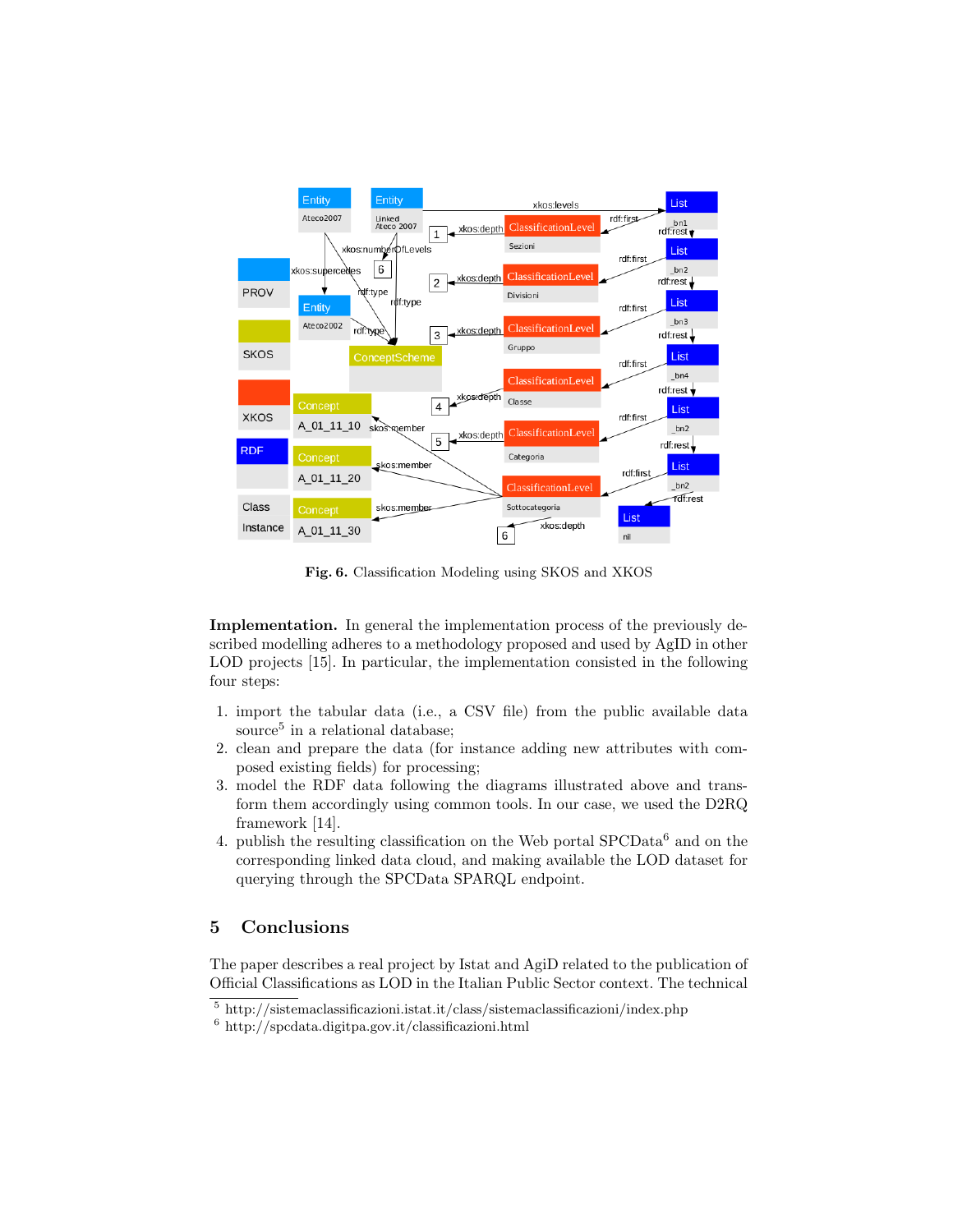**Fig. 6.** Classification Modeling using SKOS and XKOS

**Implementation.** In general the implementation process of the previously described modelling adheres to a methodology proposed and used by AgID in other LOD projects [15]. In particular, the implementation consisted in the following four steps:

1. import the tabular data (i.e., a CSV file) from the public available data source[5] in a relational database;
2. clean and prepare the data (for instance adding new attributes with composed existing fields) for processing;
3. model the RDF data following the diagrams illustrated above and transform them accordingly using common tools. In our case, we used the D2RQ framework [14].
4. publish the resulting classification on the Web portal SPCData[6] and on the corresponding linked data cloud, and making available the LOD dataset for querying through the SPCData SPARQL endpoint.

## 5 Conclusions

The paper describes a real project by Istat and AgiD related to the publication of Official Classifications as LOD in the Italian Public Sector context. The technical

[5] http://sistemaclassificazioni.istat.it/class/sistemaclassificazioni/index.php
[6] http://spcdata.digitpa.gov.it/classificazioni.html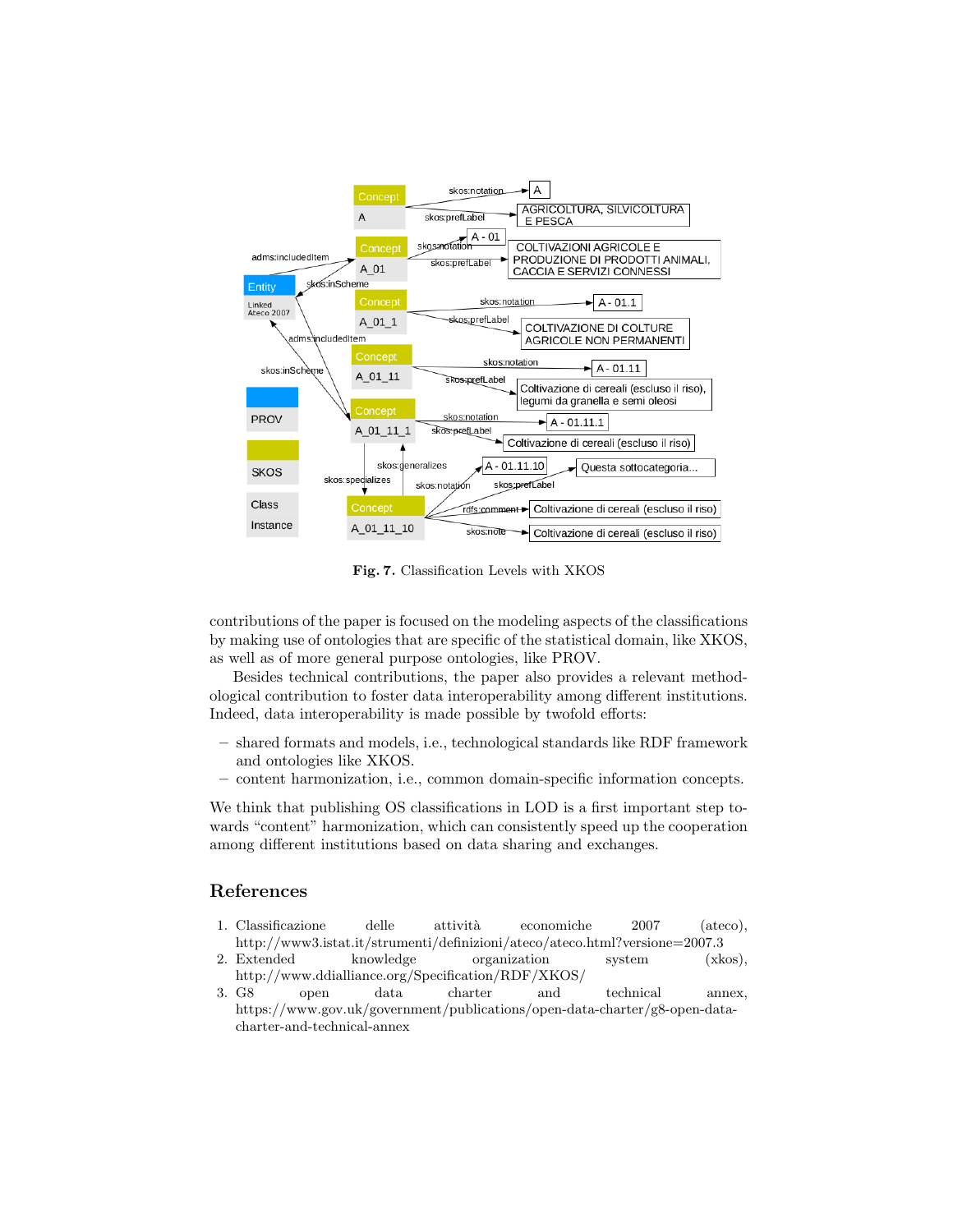**Fig. 7.** Classification Levels with XKOS

contributions of the paper is focused on the modeling aspects of the classifications by making use of ontologies that are specific of the statistical domain, like XKOS, as well as of more general purpose ontologies, like PROV.

Besides technical contributions, the paper also provides a relevant methodological contribution to foster data interoperability among different institutions. Indeed, data interoperability is made possible by twofold efforts:

- shared formats and models, i.e., technological standards like RDF framework and ontologies like XKOS.
- content harmonization, i.e., common domain-specific information concepts.

We think that publishing OS classifications in LOD is a first important step towards "content" harmonization, which can consistently speed up the cooperation among different institutions based on data sharing and exchanges.

## References

1. Classificazione delle attività economiche 2007 (ateco), http://www3.istat.it/strumenti/definizioni/ateco/ateco.html?versione=2007.3
2. Extended knowledge organization system (xkos), http://www.ddialliance.org/Specification/RDF/XKOS/
3. G8 open data charter and technical annex, https://www.gov.uk/government/publications/open-data-charter/g8-open-data-charter-and-technical-annex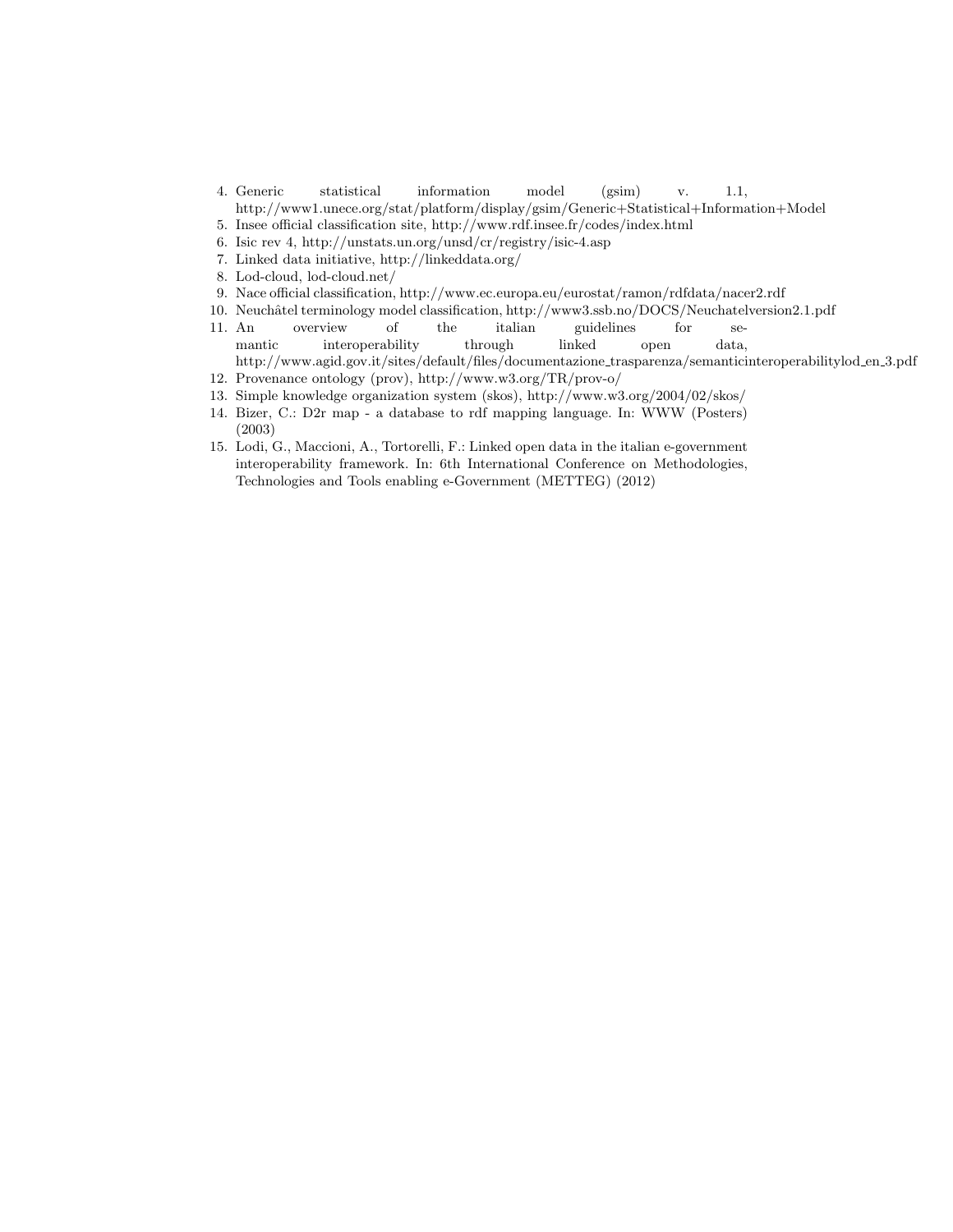4. Generic statistical information model (gsim) v. 1.1, http://www1.unece.org/stat/platform/display/gsim/Generic+Statistical+Information+Model
5. Insee official classification site, http://www.rdf.insee.fr/codes/index.html
6. Isic rev 4, http://unstats.un.org/unsd/cr/registry/isic-4.asp
7. Linked data initiative, http://linkeddata.org/
8. Lod-cloud, lod-cloud.net/
9. Nace official classification, http://www.ec.europa.eu/eurostat/ramon/rdfdata/nacer2.rdf
10. Neuchâtel terminology model classification, http://www3.ssb.no/DOCS/Neuchatelversion2.1.pdf
11. An overview of the italian guidelines for semantic interoperability through linked open data, http://www.agid.gov.it/sites/default/files/documentazione_trasparenza/semanticinteroperabilitylod_en_3.pdf
12. Provenance ontology (prov), http://www.w3.org/TR/prov-o/
13. Simple knowledge organization system (skos), http://www.w3.org/2004/02/skos/
14. Bizer, C.: D2r map - a database to rdf mapping language. In: WWW (Posters) (2003)
15. Lodi, G., Maccioni, A., Tortorelli, F.: Linked open data in the italian e-government interoperability framework. In: 6th International Conference on Methodologies, Technologies and Tools enabling e-Government (METTEG) (2012)